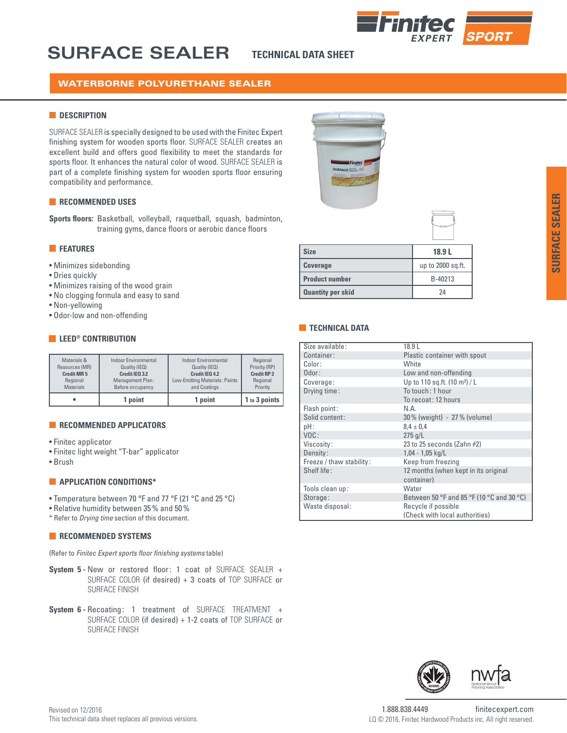# SURFACE SEALER

TECHNICAL DATA SHEET

## WATERBORNE POLYURETHANE SEALER

### DESCRIPTION

SURFACE SEALER is specially designed to be used with the Finitec Expert finishing system for wooden sports floor. SURFACE SEALER creates an excellent build and offers good flexibility to meet the standards for sports floor. It enhances the natural color of wood. SURFACE SEALER is part of a complete finishing system for wooden sports floor ensuring compatibility and performance.

### RECOMMENDED USES

**Sports floors:** Basketball, volleyball, raquetball, squash, badminton, training gyms, dance floors or aerobic dance floors

### FEATURES

- Minimizes sidebonding
- Dries quickly
- Minimizes raising of the wood grain
- No clogging formula and easy to sand
- Non-yellowing
- Odor-low and non-offending

### LEED® CONTRIBUTION

| Materials & Resources (MR) **Credit MR 5** Regional Materials | Indoor Environmental Quality (IEQ) **Credit IEQ 3.2** Management Plan: Before occupancy | Indoor Environmental Quality (IEQ) **Credit IEQ 4.2** Low-Emitting Materials: Paints and Coatings | Regional Priority (RP) **Credit RP 2** Regional Priority |
|---|---|---|---|
| • | 1 point | 1 point | 1 to 3 points |

### RECOMMENDED APPLICATORS

- Finitec applicator
- Finitec light weight "T-bar" applicator
- Brush

### APPLICATION CONDITIONS*

- Temperature between 70 °F and 77 °F (21 °C and 25 °C)
- Relative humidity between 35 % and 50 %

\* Refer to *Drying time* section of this document.

### RECOMMENDED SYSTEMS

(Refer to *Finitec Expert sports floor finishing systems* table)

**System 5 -** New or restored floor: 1 coat of SURFACE SEALER + SURFACE COLOR (if desired) + 3 coats of TOP SURFACE or SURFACE FINISH

**System 6 -** Recoating: 1 treatment of SURFACE TREATMENT + SURFACE COLOR (if desired) + 1-2 coats of TOP SURFACE or SURFACE FINISH

| Size | 18.9 L |
|---|---|
| Coverage | up to 2000 sq.ft. |
| Product number | B-40213 |
| Quantity per skid | 24 |

### TECHNICAL DATA

| | |
|---|---|
| Size available: | 18.9 L |
| Container: | Plastic container with spout |
| Color: | White |
| Odor: | Low and non-offending |
| Coverage: | Up to 110 sq.ft. (10 m²) / L |
| Drying time: | To touch: 1 hour<br>To recoat: 12 hours |
| Flash point: | N.A. |
| Solid content: | 30 % (weight) - 27 % (volume) |
| pH: | 8,4 ± 0,4 |
| VOC: | 275 g/L |
| Viscosity: | 23 to 25 seconds (Zahn #2) |
| Density: | 1,04 - 1,05 kg/L |
| Freeze / thaw stability: | Keep from freezing |
| Shelf life: | 12 months (when kept in its original container) |
| Tools clean up: | Water |
| Storage: | Between 50 °F and 85 °F (10 °C and 30 °C) |
| Waste disposal: | Recycle if possible<br>(Check with local authorities) |

Revised on 12/2016
This technical data sheet replaces all previous versions.

1.888.838.4449 finitecexpert.com
LQ © 2016, Finitec Hardwood Products inc. All right reserved.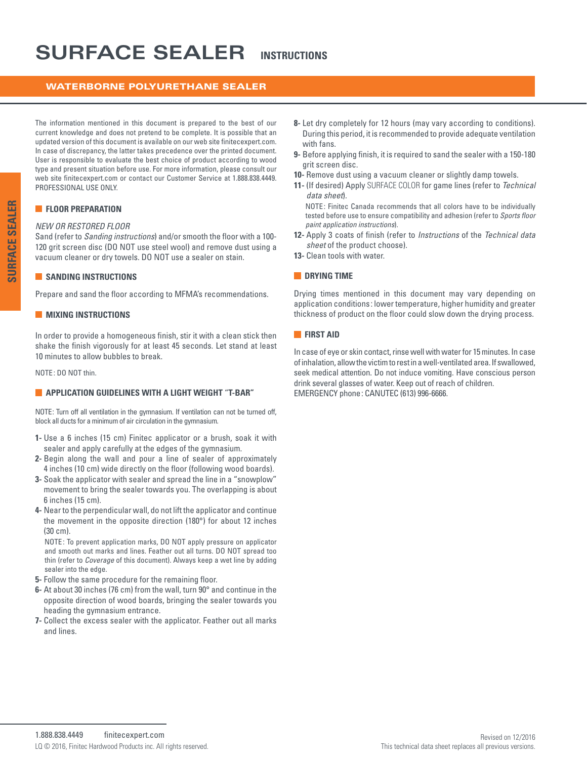# SURFACE SEALER INSTRUCTIONS

## WATERBORNE POLYURETHANE SEALER

The information mentioned in this document is prepared to the best of our current knowledge and does not pretend to be complete. It is possible that an updated version of this document is available on our web site finitecexpert.com. In case of discrepancy, the latter takes precedence over the printed document. User is responsible to evaluate the best choice of product according to wood type and present situation before use. For more information, please consult our web site finitecexpert.com or contact our Customer Service at 1.888.838.4449. PROFESSIONAL USE ONLY.

### FLOOR PREPARATION

*NEW OR RESTORED FLOOR*

Sand (refer to *Sanding instructions*) and/or smooth the floor with a 100-120 grit screen disc (DO NOT use steel wool) and remove dust using a vacuum cleaner or dry towels. DO NOT use a sealer on stain.

### SANDING INSTRUCTIONS

Prepare and sand the floor according to MFMA's recommendations.

### MIXING INSTRUCTIONS

In order to provide a homogeneous finish, stir it with a clean stick then shake the finish vigorously for at least 45 seconds. Let stand at least 10 minutes to allow bubbles to break.

NOTE: DO NOT thin.

### APPLICATION GUIDELINES WITH A LIGHT WEIGHT "T-BAR"

NOTE: Turn off all ventilation in the gymnasium. If ventilation can not be turned off, block all ducts for a minimum of air circulation in the gymnasium.

1- Use a 6 inches (15 cm) Finitec applicator or a brush, soak it with sealer and apply carefully at the edges of the gymnasium.
2- Begin along the wall and pour a line of sealer of approximately 4 inches (10 cm) wide directly on the floor (following wood boards).
3- Soak the applicator with sealer and spread the line in a "snowplow" movement to bring the sealer towards you. The overlapping is about 6 inches (15 cm).
4- Near to the perpendicular wall, do not lift the applicator and continue the movement in the opposite direction (180°) for about 12 inches (30 cm).

   NOTE: To prevent application marks, DO NOT apply pressure on applicator and smooth out marks and lines. Feather out all turns. DO NOT spread too thin (refer to *Coverage* of this document). Always keep a wet line by adding sealer into the edge.
5- Follow the same procedure for the remaining floor.
6- At about 30 inches (76 cm) from the wall, turn 90° and continue in the opposite direction of wood boards, bringing the sealer towards you heading the gymnasium entrance.
7- Collect the excess sealer with the applicator. Feather out all marks and lines.
8- Let dry completely for 12 hours (may vary according to conditions). During this period, it is recommended to provide adequate ventilation with fans.
9- Before applying finish, it is required to sand the sealer with a 150-180 grit screen disc.
10- Remove dust using a vacuum cleaner or slightly damp towels.
11- (If desired) Apply SURFACE COLOR for game lines (refer to *Technical data sheet*).

   NOTE: Finitec Canada recommends that all colors have to be individually tested before use to ensure compatibility and adhesion (refer to *Sports floor paint application instructions*).
12- Apply 3 coats of finish (refer to *Instructions* of the *Technical data sheet* of the product choose).
13- Clean tools with water.

### DRYING TIME

Drying times mentioned in this document may vary depending on application conditions: lower temperature, higher humidity and greater thickness of product on the floor could slow down the drying process.

### FIRST AID

In case of eye or skin contact, rinse well with water for 15 minutes. In case of inhalation, allow the victim to rest in a well-ventilated area. If swallowed, seek medical attention. Do not induce vomiting. Have conscious person drink several glasses of water. Keep out of reach of children.
EMERGENCY phone: CANUTEC (613) 996-6666.

1.888.838.4449 finitecexpert.com
LQ © 2016, Finitec Hardwood Products inc. All rights reserved.

Revised on 12/2016
This technical data sheet replaces all previous versions.